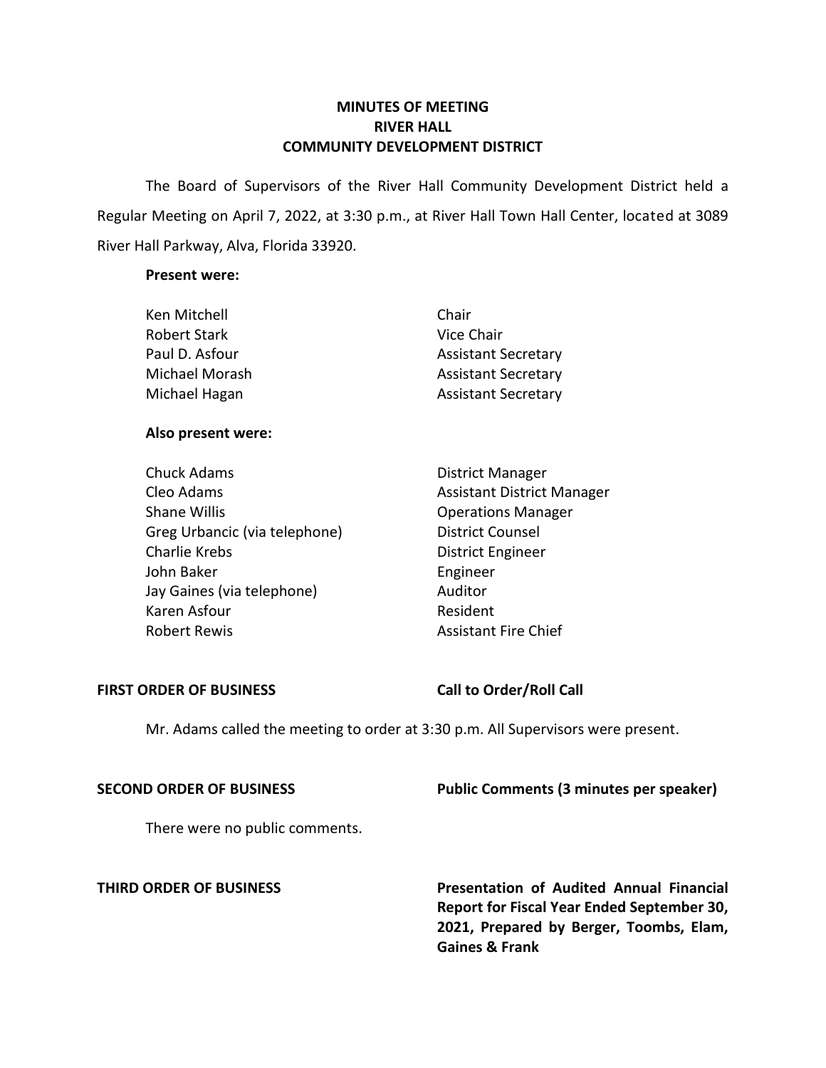# MINUTES OF MEETING
# RIVER HALL
# COMMUNITY DEVELOPMENT DISTRICT

The Board of Supervisors of the River Hall Community Development District held a Regular Meeting on April 7, 2022, at 3:30 p.m., at River Hall Town Hall Center, located at 3089 River Hall Parkway, Alva, Florida 33920.

**Present were:**

| | |
|---|---|
| Ken Mitchell | Chair |
| Robert Stark | Vice Chair |
| Paul D. Asfour | Assistant Secretary |
| Michael Morash | Assistant Secretary |
| Michael Hagan | Assistant Secretary |

**Also present were:**

| | |
|---|---|
| Chuck Adams | District Manager |
| Cleo Adams | Assistant District Manager |
| Shane Willis | Operations Manager |
| Greg Urbancic (via telephone) | District Counsel |
| Charlie Krebs | District Engineer |
| John Baker | Engineer |
| Jay Gaines (via telephone) | Auditor |
| Karen Asfour | Resident |
| Robert Rewis | Assistant Fire Chief |

**FIRST ORDER OF BUSINESS** **Call to Order/Roll Call**

Mr. Adams called the meeting to order at 3:30 p.m. All Supervisors were present.

**SECOND ORDER OF BUSINESS** **Public Comments (3 minutes per speaker)**

There were no public comments.

**THIRD ORDER OF BUSINESS** **Presentation of Audited Annual Financial Report for Fiscal Year Ended September 30, 2021, Prepared by Berger, Toombs, Elam, Gaines & Frank**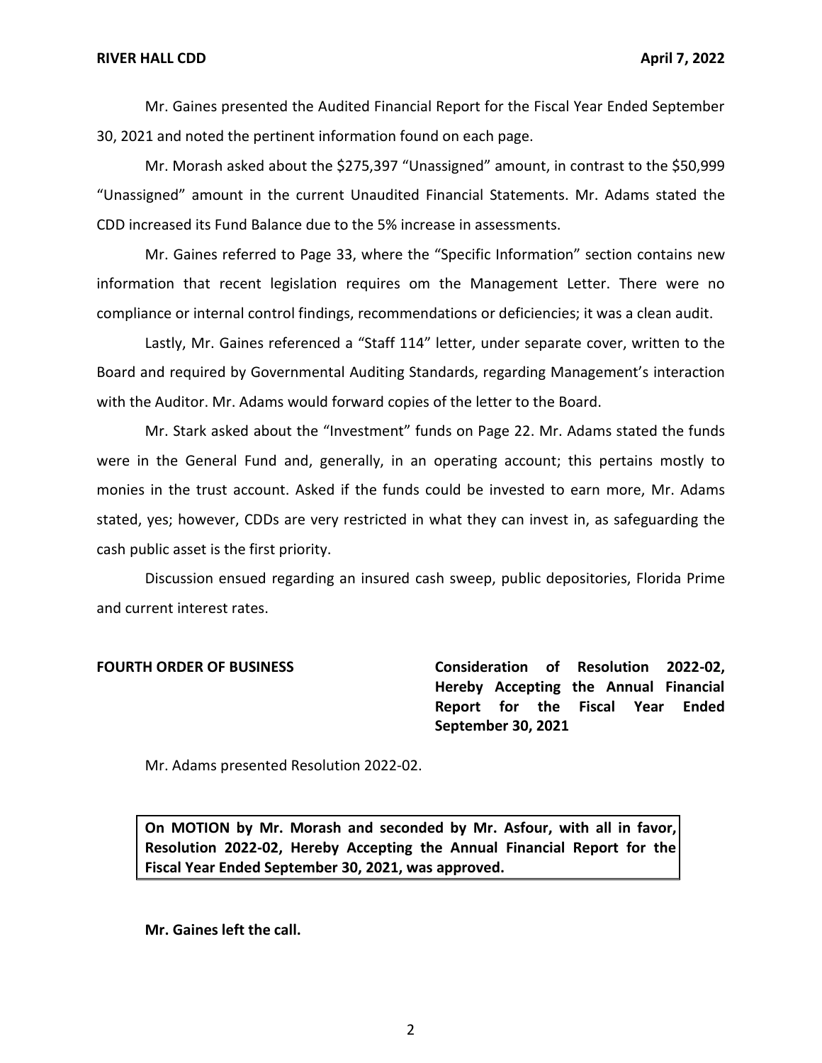Mr. Gaines presented the Audited Financial Report for the Fiscal Year Ended September 30, 2021 and noted the pertinent information found on each page.

Mr. Morash asked about the $275,397 "Unassigned" amount, in contrast to the $50,999 "Unassigned" amount in the current Unaudited Financial Statements. Mr. Adams stated the CDD increased its Fund Balance due to the 5% increase in assessments.

Mr. Gaines referred to Page 33, where the "Specific Information" section contains new information that recent legislation requires om the Management Letter. There were no compliance or internal control findings, recommendations or deficiencies; it was a clean audit.

Lastly, Mr. Gaines referenced a "Staff 114" letter, under separate cover, written to the Board and required by Governmental Auditing Standards, regarding Management's interaction with the Auditor. Mr. Adams would forward copies of the letter to the Board.

Mr. Stark asked about the "Investment" funds on Page 22. Mr. Adams stated the funds were in the General Fund and, generally, in an operating account; this pertains mostly to monies in the trust account. Asked if the funds could be invested to earn more, Mr. Adams stated, yes; however, CDDs are very restricted in what they can invest in, as safeguarding the cash public asset is the first priority.

Discussion ensued regarding an insured cash sweep, public depositories, Florida Prime and current interest rates.

**FOURTH ORDER OF BUSINESS** **Consideration of Resolution 2022-02, Hereby Accepting the Annual Financial Report for the Fiscal Year Ended September 30, 2021**

Mr. Adams presented Resolution 2022-02.

**On MOTION by Mr. Morash and seconded by Mr. Asfour, with all in favor, Resolution 2022-02, Hereby Accepting the Annual Financial Report for the Fiscal Year Ended September 30, 2021, was approved.**

**Mr. Gaines left the call.**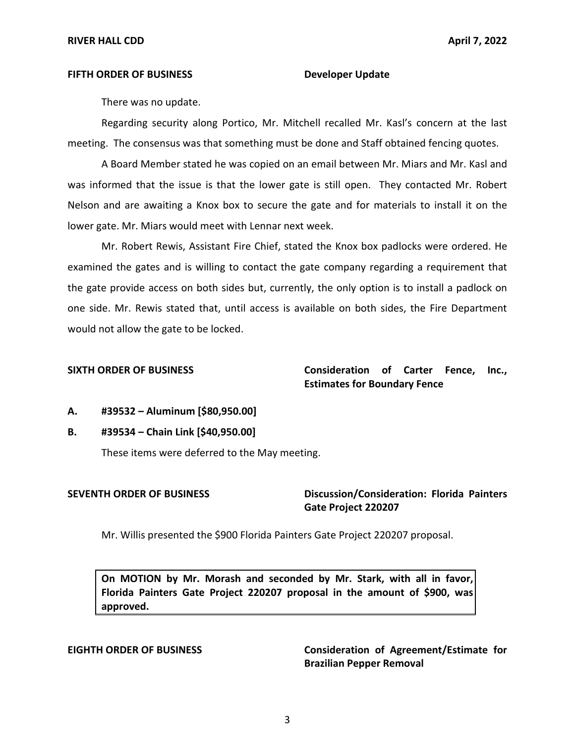**FIFTH ORDER OF BUSINESS** **Developer Update**

There was no update.

Regarding security along Portico, Mr. Mitchell recalled Mr. Kasl's concern at the last meeting. The consensus was that something must be done and Staff obtained fencing quotes.

A Board Member stated he was copied on an email between Mr. Miars and Mr. Kasl and was informed that the issue is that the lower gate is still open. They contacted Mr. Robert Nelson and are awaiting a Knox box to secure the gate and for materials to install it on the lower gate. Mr. Miars would meet with Lennar next week.

Mr. Robert Rewis, Assistant Fire Chief, stated the Knox box padlocks were ordered. He examined the gates and is willing to contact the gate company regarding a requirement that the gate provide access on both sides but, currently, the only option is to install a padlock on one side. Mr. Rewis stated that, until access is available on both sides, the Fire Department would not allow the gate to be locked.

**SIXTH ORDER OF BUSINESS** **Consideration of Carter Fence, Inc., Estimates for Boundary Fence**

**A. #39532 – Aluminum [$80,950.00]**

**B. #39534 – Chain Link [$40,950.00]**

These items were deferred to the May meeting.

**SEVENTH ORDER OF BUSINESS** **Discussion/Consideration: Florida Painters Gate Project 220207**

Mr. Willis presented the $900 Florida Painters Gate Project 220207 proposal.

**On MOTION by Mr. Morash and seconded by Mr. Stark, with all in favor, Florida Painters Gate Project 220207 proposal in the amount of $900, was approved.**

**EIGHTH ORDER OF BUSINESS** **Consideration of Agreement/Estimate for Brazilian Pepper Removal**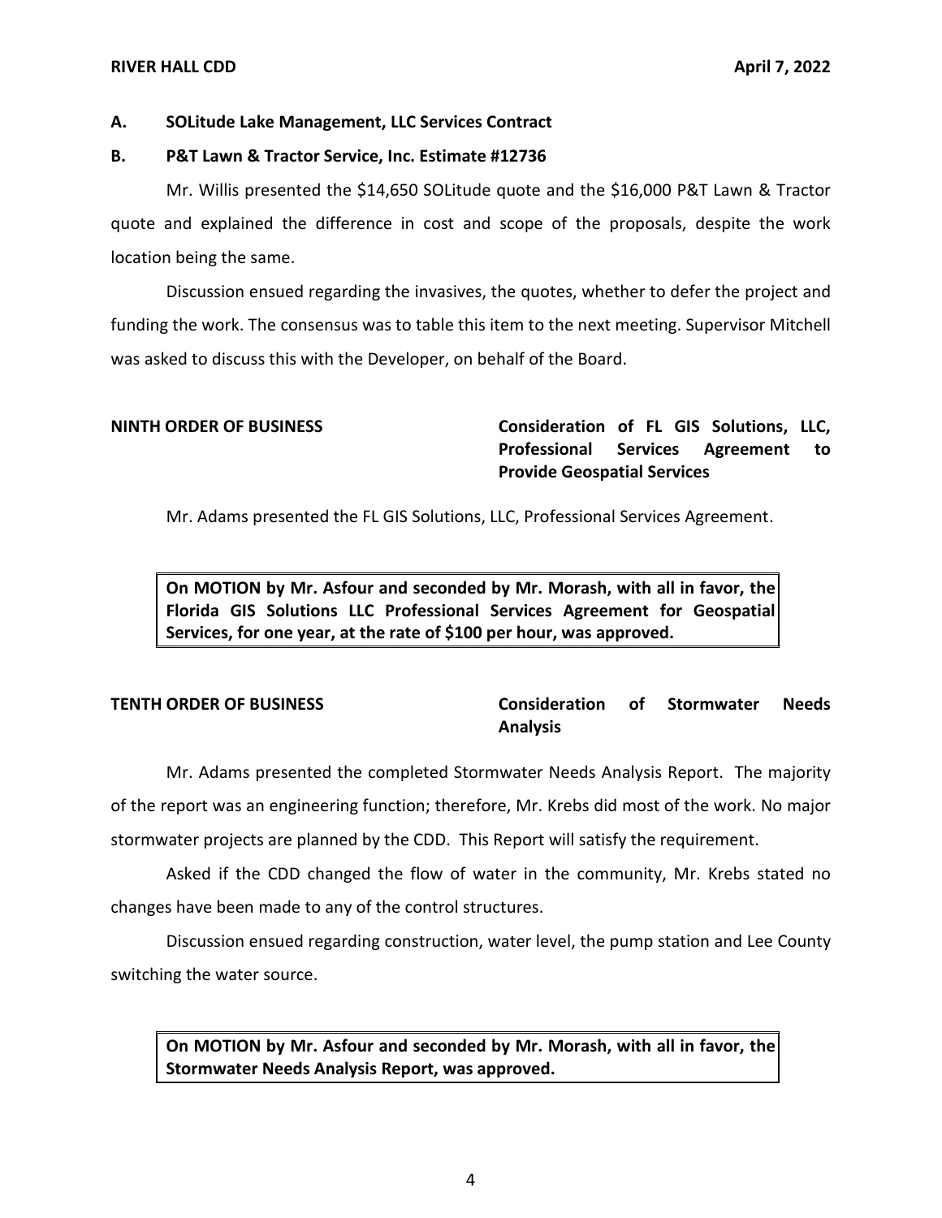**A. SOLitude Lake Management, LLC Services Contract**

**B. P&T Lawn & Tractor Service, Inc. Estimate #12736**

Mr. Willis presented the $14,650 SOLitude quote and the $16,000 P&T Lawn & Tractor quote and explained the difference in cost and scope of the proposals, despite the work location being the same.

Discussion ensued regarding the invasives, the quotes, whether to defer the project and funding the work. The consensus was to table this item to the next meeting. Supervisor Mitchell was asked to discuss this with the Developer, on behalf of the Board.

**NINTH ORDER OF BUSINESS** **Consideration of FL GIS Solutions, LLC, Professional Services Agreement to Provide Geospatial Services**

Mr. Adams presented the FL GIS Solutions, LLC, Professional Services Agreement.

**On MOTION by Mr. Asfour and seconded by Mr. Morash, with all in favor, the Florida GIS Solutions LLC Professional Services Agreement for Geospatial Services, for one year, at the rate of $100 per hour, was approved.**

**TENTH ORDER OF BUSINESS** **Consideration of Stormwater Needs Analysis**

Mr. Adams presented the completed Stormwater Needs Analysis Report. The majority of the report was an engineering function; therefore, Mr. Krebs did most of the work. No major stormwater projects are planned by the CDD. This Report will satisfy the requirement.

Asked if the CDD changed the flow of water in the community, Mr. Krebs stated no changes have been made to any of the control structures.

Discussion ensued regarding construction, water level, the pump station and Lee County switching the water source.

**On MOTION by Mr. Asfour and seconded by Mr. Morash, with all in favor, the Stormwater Needs Analysis Report, was approved.**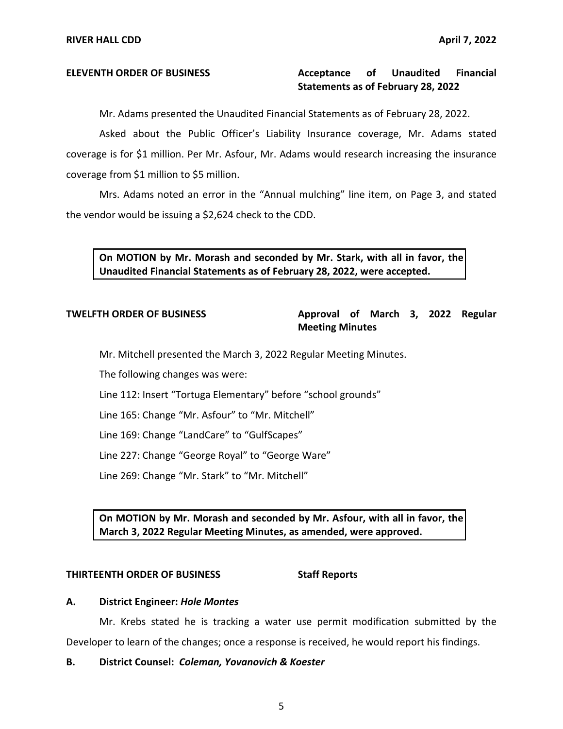**ELEVENTH ORDER OF BUSINESS** **Acceptance of Unaudited Financial Statements as of February 28, 2022**

Mr. Adams presented the Unaudited Financial Statements as of February 28, 2022.

Asked about the Public Officer's Liability Insurance coverage, Mr. Adams stated coverage is for $1 million. Per Mr. Asfour, Mr. Adams would research increasing the insurance coverage from $1 million to $5 million.

Mrs. Adams noted an error in the "Annual mulching" line item, on Page 3, and stated the vendor would be issuing a $2,624 check to the CDD.

> **On MOTION by Mr. Morash and seconded by Mr. Stark, with all in favor, the Unaudited Financial Statements as of February 28, 2022, were accepted.**

**TWELFTH ORDER OF BUSINESS** **Approval of March 3, 2022 Regular Meeting Minutes**

Mr. Mitchell presented the March 3, 2022 Regular Meeting Minutes.

The following changes was were:

Line 112: Insert "Tortuga Elementary" before "school grounds"

Line 165: Change "Mr. Asfour" to "Mr. Mitchell"

Line 169: Change "LandCare" to "GulfScapes"

Line 227: Change "George Royal" to "George Ware"

Line 269: Change "Mr. Stark" to "Mr. Mitchell"

> **On MOTION by Mr. Morash and seconded by Mr. Asfour, with all in favor, the March 3, 2022 Regular Meeting Minutes, as amended, were approved.**

**THIRTEENTH ORDER OF BUSINESS** **Staff Reports**

**A. District Engineer: *Hole Montes***

Mr. Krebs stated he is tracking a water use permit modification submitted by the Developer to learn of the changes; once a response is received, he would report his findings.

**B. District Counsel: *Coleman, Yovanovich & Koester***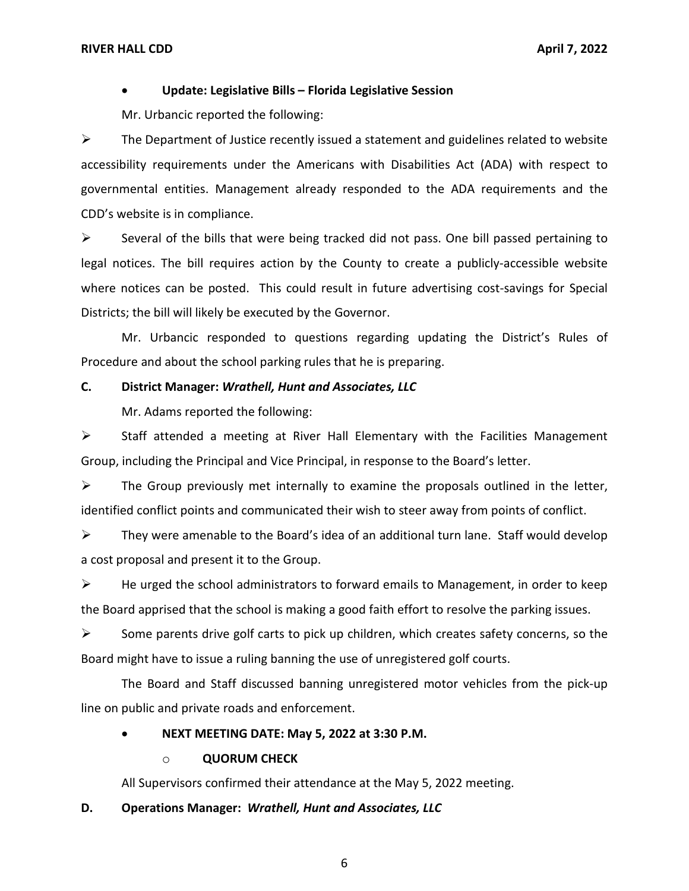- **Update: Legislative Bills – Florida Legislative Session**

Mr. Urbancic reported the following:

➢ The Department of Justice recently issued a statement and guidelines related to website accessibility requirements under the Americans with Disabilities Act (ADA) with respect to governmental entities. Management already responded to the ADA requirements and the CDD's website is in compliance.

➢ Several of the bills that were being tracked did not pass. One bill passed pertaining to legal notices. The bill requires action by the County to create a publicly-accessible website where notices can be posted. This could result in future advertising cost-savings for Special Districts; the bill will likely be executed by the Governor.

Mr. Urbancic responded to questions regarding updating the District's Rules of Procedure and about the school parking rules that he is preparing.

**C. District Manager: *Wrathell, Hunt and Associates, LLC***

Mr. Adams reported the following:

➢ Staff attended a meeting at River Hall Elementary with the Facilities Management Group, including the Principal and Vice Principal, in response to the Board's letter.

➢ The Group previously met internally to examine the proposals outlined in the letter, identified conflict points and communicated their wish to steer away from points of conflict.

➢ They were amenable to the Board's idea of an additional turn lane. Staff would develop a cost proposal and present it to the Group.

➢ He urged the school administrators to forward emails to Management, in order to keep the Board apprised that the school is making a good faith effort to resolve the parking issues.

➢ Some parents drive golf carts to pick up children, which creates safety concerns, so the Board might have to issue a ruling banning the use of unregistered golf courts.

The Board and Staff discussed banning unregistered motor vehicles from the pick-up line on public and private roads and enforcement.

- **NEXT MEETING DATE: May 5, 2022 at 3:30 P.M.**
  - **QUORUM CHECK**

All Supervisors confirmed their attendance at the May 5, 2022 meeting.

**D. Operations Manager: *Wrathell, Hunt and Associates, LLC***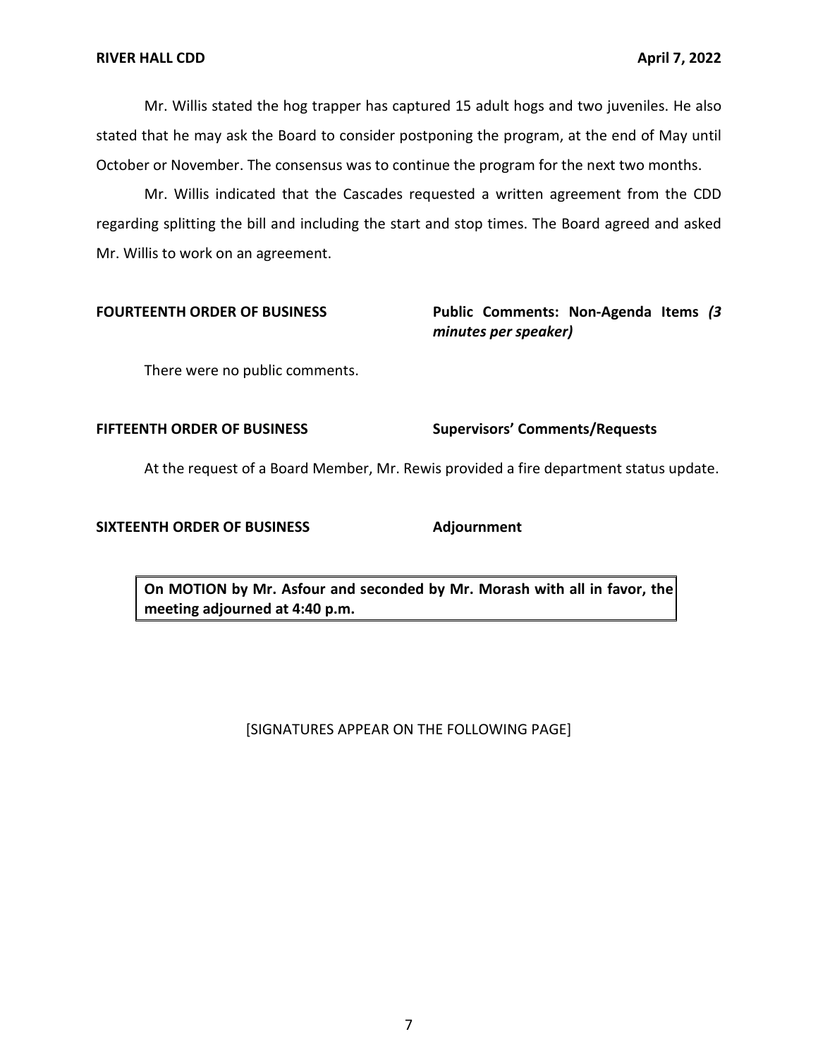Mr. Willis stated the hog trapper has captured 15 adult hogs and two juveniles. He also stated that he may ask the Board to consider postponing the program, at the end of May until October or November. The consensus was to continue the program for the next two months.

Mr. Willis indicated that the Cascades requested a written agreement from the CDD regarding splitting the bill and including the start and stop times. The Board agreed and asked Mr. Willis to work on an agreement.

**FOURTEENTH ORDER OF BUSINESS** **Public Comments: Non-Agenda Items *(3 minutes per speaker)***

There were no public comments.

**FIFTEENTH ORDER OF BUSINESS** **Supervisors' Comments/Requests**

At the request of a Board Member, Mr. Rewis provided a fire department status update.

**SIXTEENTH ORDER OF BUSINESS** **Adjournment**

**On MOTION by Mr. Asfour and seconded by Mr. Morash with all in favor, the meeting adjourned at 4:40 p.m.**

[SIGNATURES APPEAR ON THE FOLLOWING PAGE]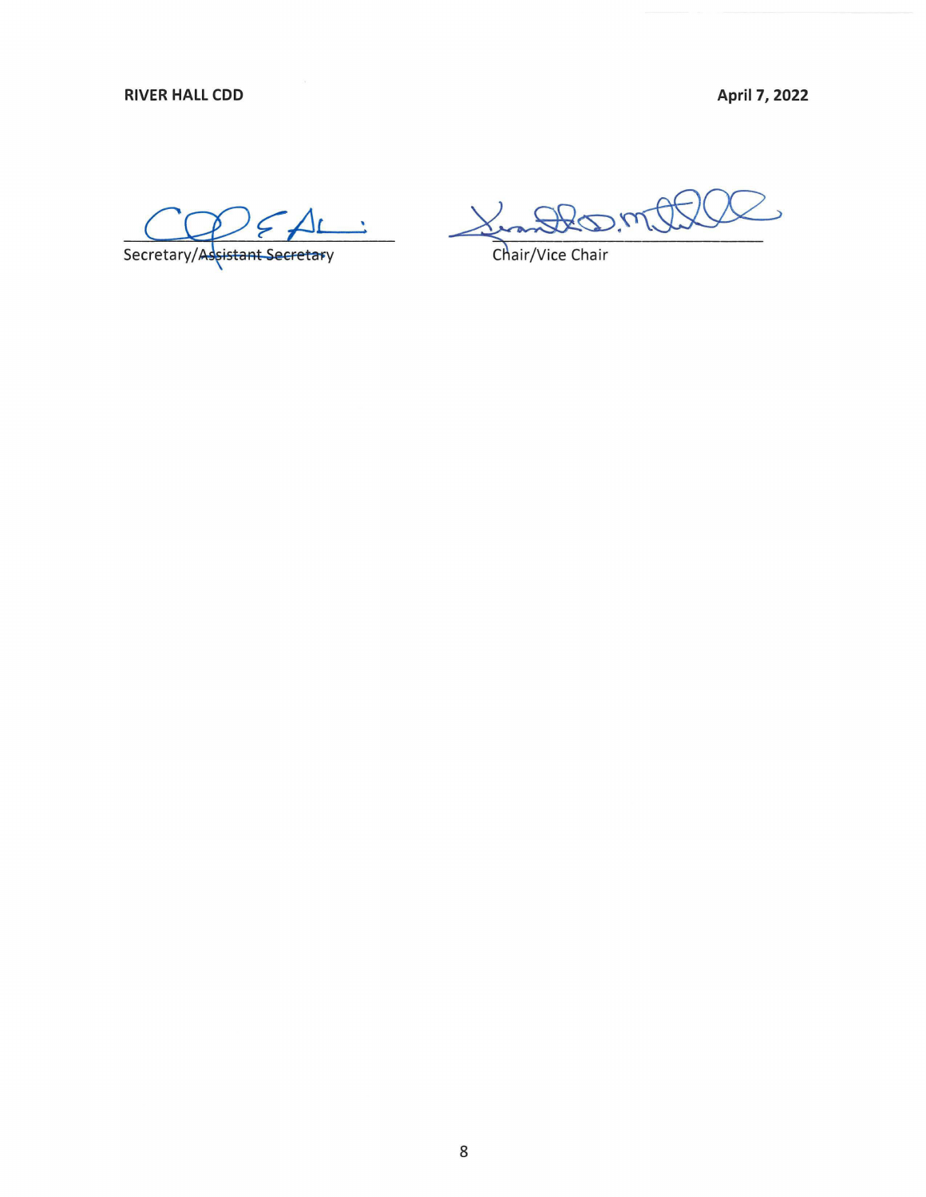RIVER HALL CDD April 7, 2022

\_\_\_\_\_\_\_\_\_\_\_\_\_\_\_\_\_\_\_\_\_\_\_\_\_\_\_\_\_\_\_\_\_\_\_\_

Secretary/~~Assistant Secretary~~

\_\_\_\_\_\_\_\_\_\_\_\_\_\_\_\_\_\_\_\_\_\_\_\_\_\_\_\_\_\_\_\_\_\_\_\_

Chair/Vice Chair